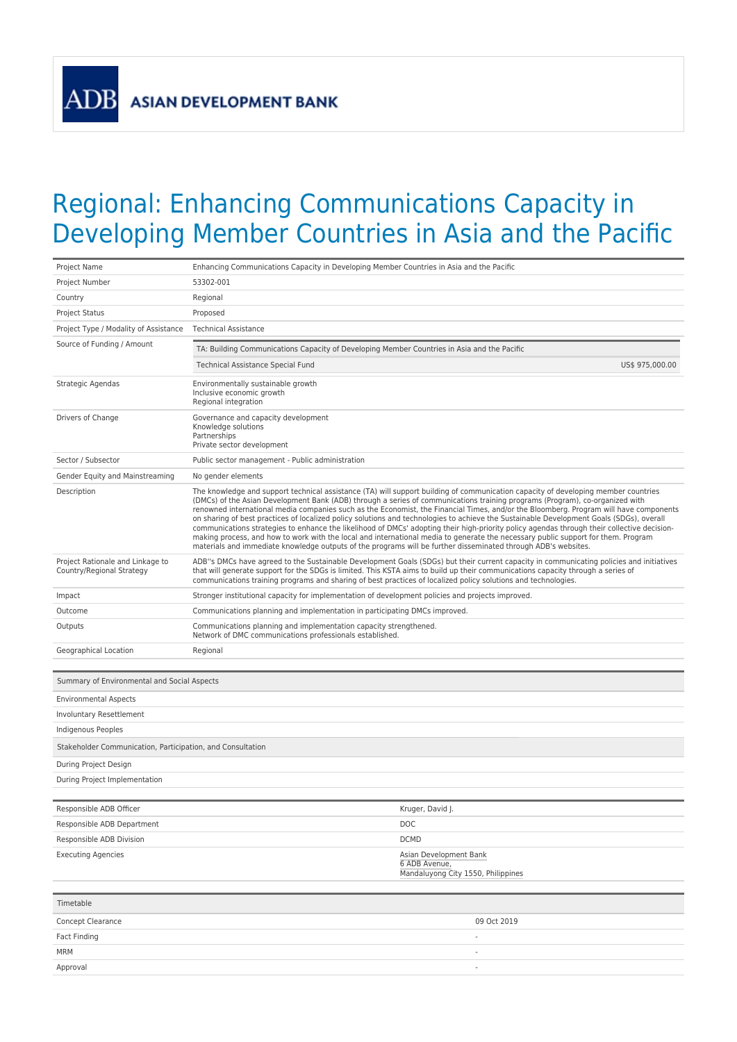ADB ASIAN DEVELOPMENT BANK

# Regional: Enhancing Communications Capacity in Developing Member Countries in Asia and the Pacific

| | |
|---|---|
| Project Name | Enhancing Communications Capacity in Developing Member Countries in Asia and the Pacific |
| Project Number | 53302-001 |
| Country | Regional |
| Project Status | Proposed |
| Project Type / Modality of Assistance | Technical Assistance |
| Source of Funding / Amount | TA: Building Communications Capacity of Developing Member Countries in Asia and the Pacific<br>Technical Assistance Special Fund — US$ 975,000.00 |
| Strategic Agendas | Environmentally sustainable growth<br>Inclusive economic growth<br>Regional integration |
| Drivers of Change | Governance and capacity development<br>Knowledge solutions<br>Partnerships<br>Private sector development |
| Sector / Subsector | Public sector management - Public administration |
| Gender Equity and Mainstreaming | No gender elements |
| Description | The knowledge and support technical assistance (TA) will support building of communication capacity of developing member countries (DMCs) of the Asian Development Bank (ADB) through a series of communications training programs (Program), co-organized with renowned international media companies such as the Economist, the Financial Times, and/or the Bloomberg. Program will have components on sharing of best practices of localized policy solutions and technologies to achieve the Sustainable Development Goals (SDGs), overall communications strategies to enhance the likelihood of DMCs' adopting their high-priority policy agendas through their collective decision-making process, and how to work with the local and international media to generate the necessary public support for them. Program materials and immediate knowledge outputs of the programs will be further disseminated through ADB's websites. |
| Project Rationale and Linkage to Country/Regional Strategy | ADB''s DMCs have agreed to the Sustainable Development Goals (SDGs) but their current capacity in communicating policies and initiatives that will generate support for the SDGs is limited. This KSTA aims to build up their communications capacity through a series of communications training programs and sharing of best practices of localized policy solutions and technologies. |
| Impact | Stronger institutional capacity for implementation of development policies and projects improved. |
| Outcome | Communications planning and implementation in participating DMCs improved. |
| Outputs | Communications planning and implementation capacity strengthened.<br>Network of DMC communications professionals established. |
| Geographical Location | Regional |

| Summary of Environmental and Social Aspects | |
|---|---|
| Environmental Aspects | |
| Involuntary Resettlement | |
| Indigenous Peoples | |
| **Stakeholder Communication, Participation, and Consultation** | |
| During Project Design | |
| During Project Implementation | |

| | |
|---|---|
| Responsible ADB Officer | Kruger, David J. |
| Responsible ADB Department | DOC |
| Responsible ADB Division | DCMD |
| Executing Agencies | Asian Development Bank<br>6 ADB Avenue,<br>Mandaluyong City 1550, Philippines |

| Timetable | |
|---|---|
| Concept Clearance | 09 Oct 2019 |
| Fact Finding | - |
| MRM | - |
| Approval | - |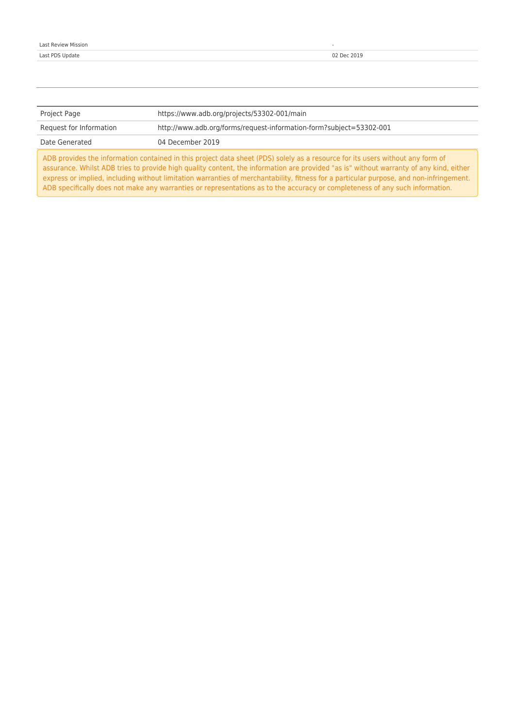| | |
|---|---|
| Last Review Mission | - |
| Last PDS Update | 02 Dec 2019 |

| | |
|---|---|
| Project Page | https://www.adb.org/projects/53302-001/main |
| Request for Information | http://www.adb.org/forms/request-information-form?subject=53302-001 |
| Date Generated | 04 December 2019 |

ADB provides the information contained in this project data sheet (PDS) solely as a resource for its users without any form of assurance. Whilst ADB tries to provide high quality content, the information are provided "as is" without warranty of any kind, either express or implied, including without limitation warranties of merchantability, fitness for a particular purpose, and non-infringement. ADB specifically does not make any warranties or representations as to the accuracy or completeness of any such information.